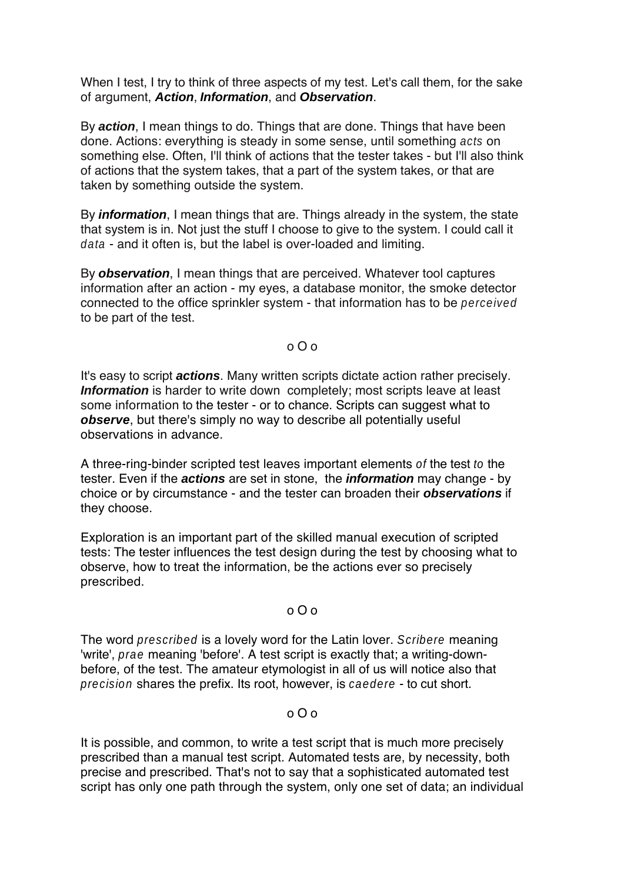When I test, I try to think of three aspects of my test. Let's call them, for the sake of argument, ***Action***, ***Information***, and ***Observation***.

By ***action***, I mean things to do. Things that are done. Things that have been done. Actions: everything is steady in some sense, until something *acts* on something else. Often, I'll think of actions that the tester takes - but I'll also think of actions that the system takes, that a part of the system takes, or that are taken by something outside the system.

By ***information***, I mean things that are. Things already in the system, the state that system is in. Not just the stuff I choose to give to the system. I could call it *data* - and it often is, but the label is over-loaded and limiting.

By ***observation***, I mean things that are perceived. Whatever tool captures information after an action - my eyes, a database monitor, the smoke detector connected to the office sprinkler system - that information has to be *perceived* to be part of the test.

o O o

It's easy to script ***actions***. Many written scripts dictate action rather precisely. ***Information*** is harder to write down completely; most scripts leave at least some information to the tester - or to chance. Scripts can suggest what to ***observe***, but there's simply no way to describe all potentially useful observations in advance.

A three-ring-binder scripted test leaves important elements *of* the test *to* the tester. Even if the ***actions*** are set in stone, the ***information*** may change - by choice or by circumstance - and the tester can broaden their ***observations*** if they choose.

Exploration is an important part of the skilled manual execution of scripted tests: The tester influences the test design during the test by choosing what to observe, how to treat the information, be the actions ever so precisely prescribed.

o O o

The word *prescribed* is a lovely word for the Latin lover. *Scribere* meaning 'write', *prae* meaning 'before'. A test script is exactly that; a writing-down-before, of the test. The amateur etymologist in all of us will notice also that *precision* shares the prefix. Its root, however, is *caedere* - to cut short.

o O o

It is possible, and common, to write a test script that is much more precisely prescribed than a manual test script. Automated tests are, by necessity, both precise and prescribed. That's not to say that a sophisticated automated test script has only one path through the system, only one set of data; an individual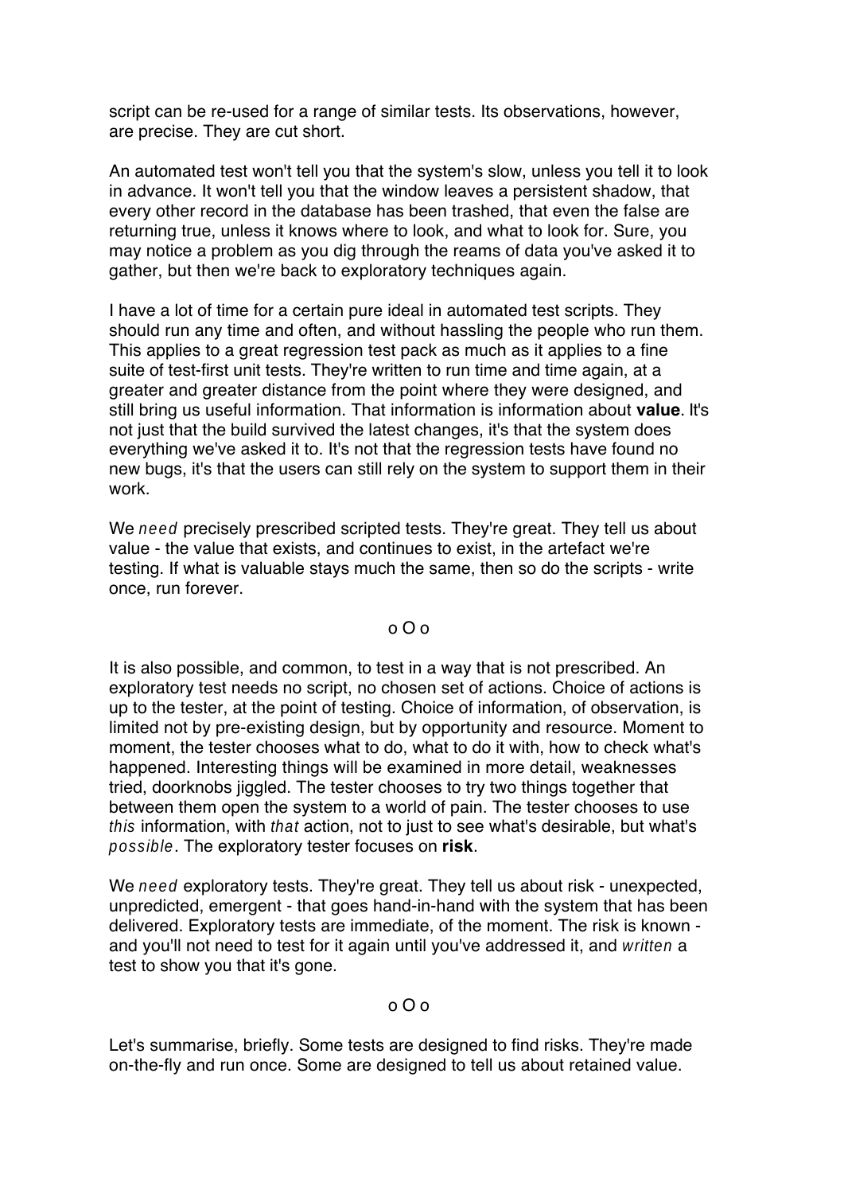script can be re-used for a range of similar tests. Its observations, however, are precise. They are cut short.

An automated test won't tell you that the system's slow, unless you tell it to look in advance. It won't tell you that the window leaves a persistent shadow, that every other record in the database has been trashed, that even the false are returning true, unless it knows where to look, and what to look for. Sure, you may notice a problem as you dig through the reams of data you've asked it to gather, but then we're back to exploratory techniques again.

I have a lot of time for a certain pure ideal in automated test scripts. They should run any time and often, and without hassling the people who run them. This applies to a great regression test pack as much as it applies to a fine suite of test-first unit tests. They're written to run time and time again, at a greater and greater distance from the point where they were designed, and still bring us useful information. That information is information about **value**. It's not just that the build survived the latest changes, it's that the system does everything we've asked it to. It's not that the regression tests have found no new bugs, it's that the users can still rely on the system to support them in their work.

We *need* precisely prescribed scripted tests. They're great. They tell us about value - the value that exists, and continues to exist, in the artefact we're testing. If what is valuable stays much the same, then so do the scripts - write once, run forever.

o O o

It is also possible, and common, to test in a way that is not prescribed. An exploratory test needs no script, no chosen set of actions. Choice of actions is up to the tester, at the point of testing. Choice of information, of observation, is limited not by pre-existing design, but by opportunity and resource. Moment to moment, the tester chooses what to do, what to do it with, how to check what's happened. Interesting things will be examined in more detail, weaknesses tried, doorknobs jiggled. The tester chooses to try two things together that between them open the system to a world of pain. The tester chooses to use *this* information, with *that* action, not to just to see what's desirable, but what's *possible*. The exploratory tester focuses on **risk**.

We *need* exploratory tests. They're great. They tell us about risk - unexpected, unpredicted, emergent - that goes hand-in-hand with the system that has been delivered. Exploratory tests are immediate, of the moment. The risk is known - and you'll not need to test for it again until you've addressed it, and *written* a test to show you that it's gone.

o O o

Let's summarise, briefly. Some tests are designed to find risks. They're made on-the-fly and run once. Some are designed to tell us about retained value.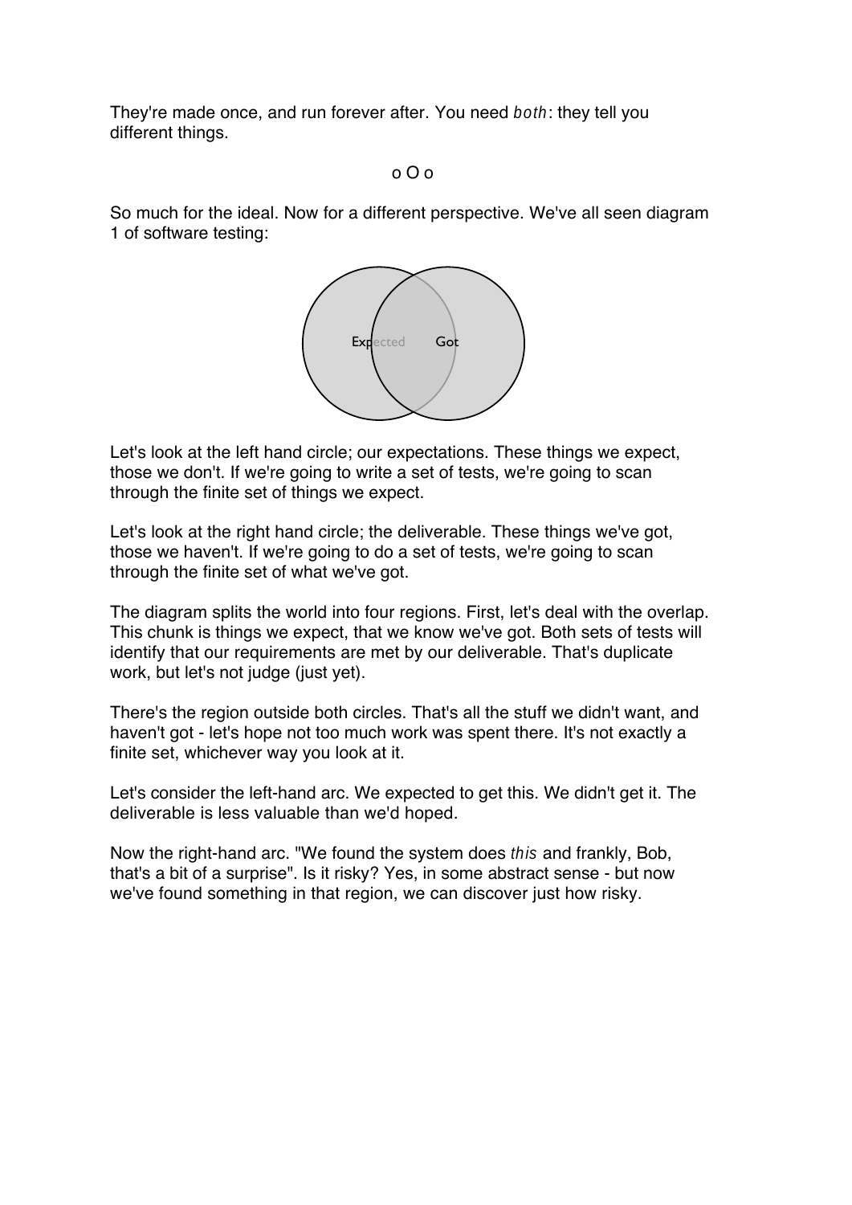They're made once, and run forever after. You need *both*: they tell you different things.

o O o

So much for the ideal. Now for a different perspective. We've all seen diagram 1 of software testing:

Let's look at the left hand circle; our expectations. These things we expect, those we don't. If we're going to write a set of tests, we're going to scan through the finite set of things we expect.

Let's look at the right hand circle; the deliverable. These things we've got, those we haven't. If we're going to do a set of tests, we're going to scan through the finite set of what we've got.

The diagram splits the world into four regions. First, let's deal with the overlap. This chunk is things we expect, that we know we've got. Both sets of tests will identify that our requirements are met by our deliverable. That's duplicate work, but let's not judge (just yet).

There's the region outside both circles. That's all the stuff we didn't want, and haven't got - let's hope not too much work was spent there. It's not exactly a finite set, whichever way you look at it.

Let's consider the left-hand arc. We expected to get this. We didn't get it. The deliverable is less valuable than we'd hoped.

Now the right-hand arc. "We found the system does *this* and frankly, Bob, that's a bit of a surprise". Is it risky? Yes, in some abstract sense - but now we've found something in that region, we can discover just how risky.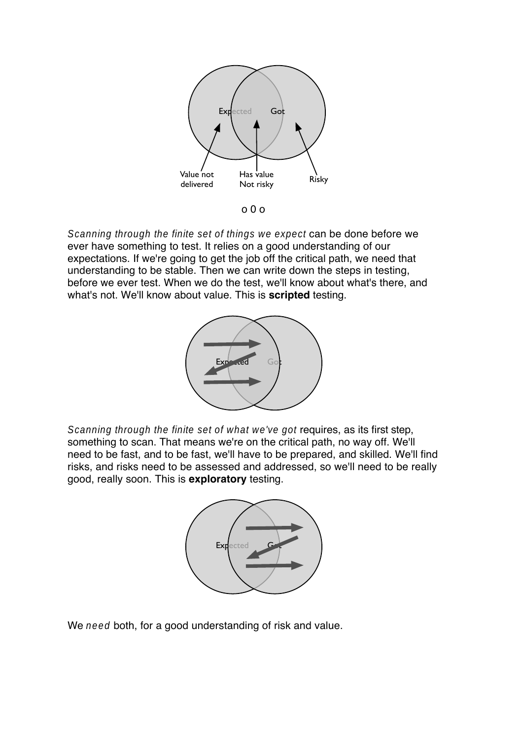Expected

Got

Value not delivered

Has value Not risky

Risky

o 0 o

*Scanning through the finite set of things we expect* can be done before we ever have something to test. It relies on a good understanding of our expectations. If we're going to get the job off the critical path, we need that understanding to be stable. Then we can write down the steps in testing, before we ever test. When we do the test, we'll know about what's there, and what's not. We'll know about value. This is **scripted** testing.

Expected

Got

*Scanning through the finite set of what we've got* requires, as its first step, something to scan. That means we're on the critical path, no way off. We'll need to be fast, and to be fast, we'll have to be prepared, and skilled. We'll find risks, and risks need to be assessed and addressed, so we'll need to be really good, really soon. This is **exploratory** testing.

Expected

Got

We *need* both, for a good understanding of risk and value.